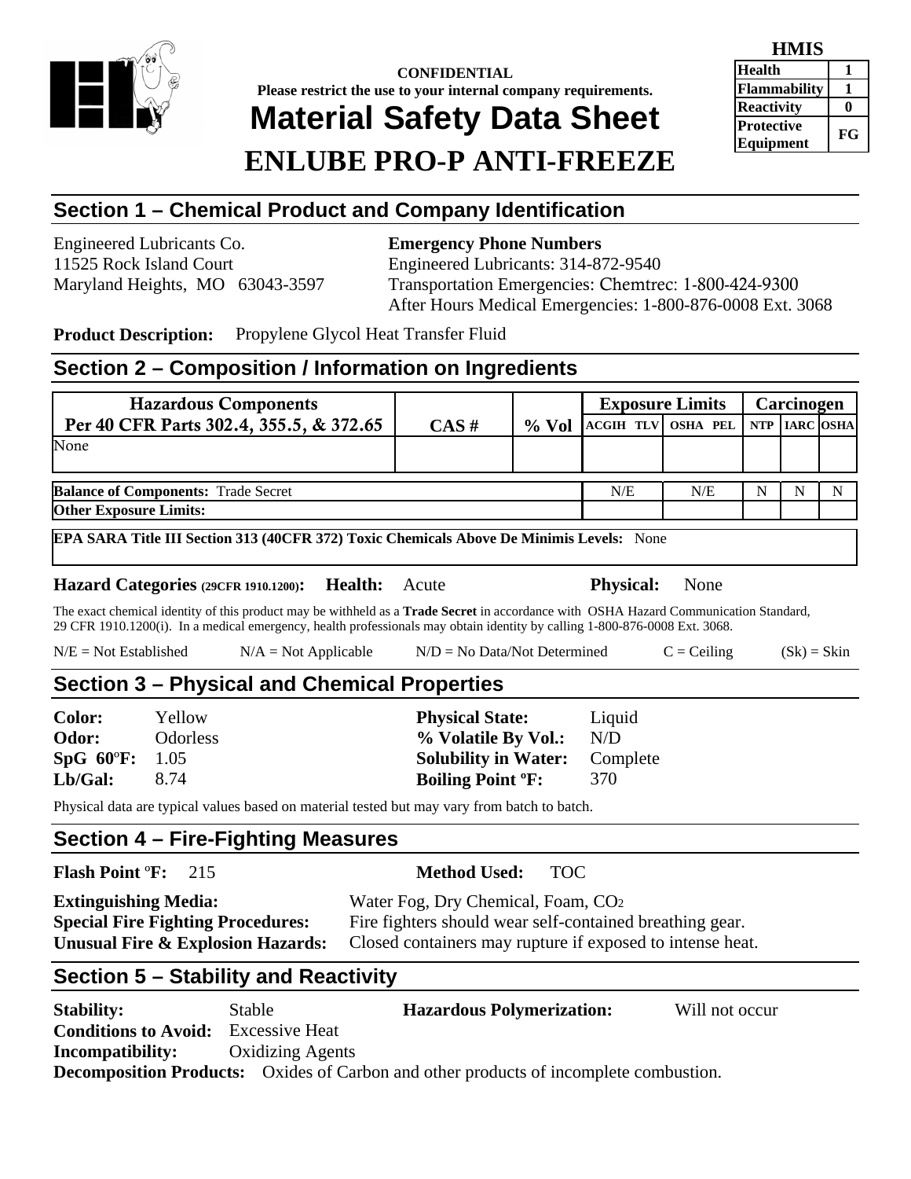**CONFIDENTIAL**
**Please restrict the use to your internal company requirements.**

# Material Safety Data Sheet

# ENLUBE PRO-P ANTI-FREEZE

| HMIS | |
|---|---|
| Health | 1 |
| Flammability | 1 |
| Reactivity | 0 |
| Protective Equipment | FG |

## Section 1 – Chemical Product and Company Identification

Engineered Lubricants Co.
11525 Rock Island Court
Maryland Heights, MO 63043-3597

**Emergency Phone Numbers**
Engineered Lubricants: 314-872-9540
Transportation Emergencies: Chemtrec: 1-800-424-9300
After Hours Medical Emergencies: 1-800-876-0008 Ext. 3068

**Product Description:** Propylene Glycol Heat Transfer Fluid

## Section 2 – Composition / Information on Ingredients

| Hazardous Components Per 40 CFR Parts 302.4, 355.5, & 372.65 | CAS # | % Vol | Exposure Limits | | Carcinogen | | |
|---|---|---|---|---|---|---|---|
| | | | ACGIH TLV | OSHA PEL | NTP | IARC | OSHA |
| None | | | | | | | |
| **Balance of Components:** Trade Secret | | | N/E | N/E | N | N | N |
| **Other Exposure Limits:** | | | | | | | |

**EPA SARA Title III Section 313 (40CFR 372) Toxic Chemicals Above De Minimis Levels:** None

**Hazard Categories (29CFR 1910.1200): Health:** Acute **Physical:** None

The exact chemical identity of this product may be withheld as a **Trade Secret** in accordance with OSHA Hazard Communication Standard, 29 CFR 1910.1200(i). In a medical emergency, health professionals may obtain identity by calling 1-800-876-0008 Ext. 3068.

N/E = Not Established N/A = Not Applicable N/D = No Data/Not Determined C = Ceiling (Sk) = Skin

## Section 3 – Physical and Chemical Properties

**Color:** Yellow
**Odor:** Odorless
**SpG 60ºF:** 1.05
**Lb/Gal:** 8.74

**Physical State:** Liquid
**% Volatile By Vol.:** N/D
**Solubility in Water:** Complete
**Boiling Point ºF:** 370

Physical data are typical values based on material tested but may vary from batch to batch.

## Section 4 – Fire-Fighting Measures

**Flash Point ºF:** 215 **Method Used:** TOC

**Extinguishing Media:** Water Fog, Dry Chemical, Foam, $CO_2$
**Special Fire Fighting Procedures:** Fire fighters should wear self-contained breathing gear.
**Unusual Fire & Explosion Hazards:** Closed containers may rupture if exposed to intense heat.

## Section 5 – Stability and Reactivity

**Stability:** Stable **Hazardous Polymerization:** Will not occur
**Conditions to Avoid:** Excessive Heat
**Incompatibility:** Oxidizing Agents
**Decomposition Products:** Oxides of Carbon and other products of incomplete combustion.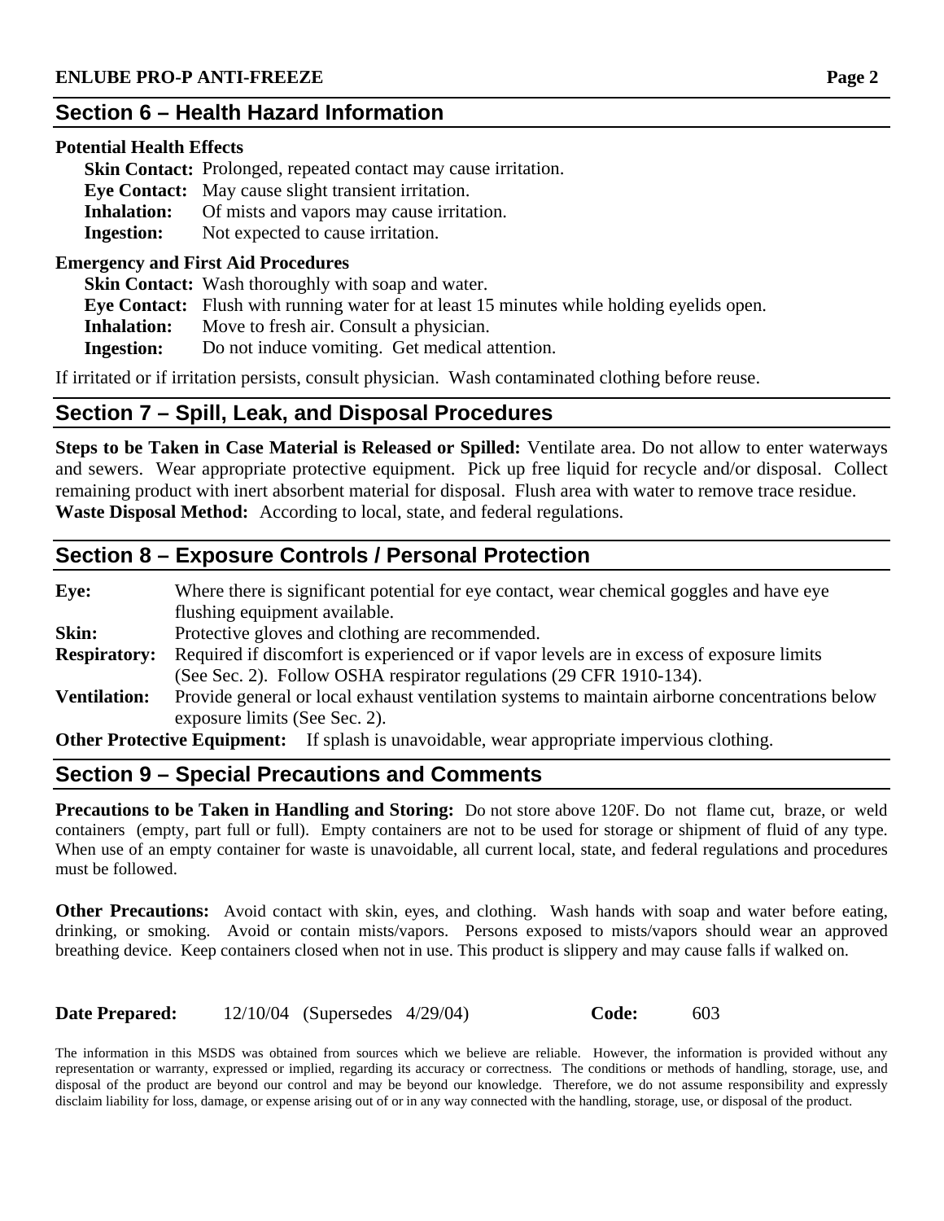## Section 6 – Health Hazard Information

**Potential Health Effects**

**Skin Contact:** Prolonged, repeated contact may cause irritation.
**Eye Contact:** May cause slight transient irritation.
**Inhalation:** Of mists and vapors may cause irritation.
**Ingestion:** Not expected to cause irritation.

**Emergency and First Aid Procedures**

**Skin Contact:** Wash thoroughly with soap and water.
**Eye Contact:** Flush with running water for at least 15 minutes while holding eyelids open.
**Inhalation:** Move to fresh air. Consult a physician.
**Ingestion:** Do not induce vomiting. Get medical attention.

If irritated or if irritation persists, consult physician. Wash contaminated clothing before reuse.

## Section 7 – Spill, Leak, and Disposal Procedures

**Steps to be Taken in Case Material is Released or Spilled:** Ventilate area. Do not allow to enter waterways and sewers. Wear appropriate protective equipment. Pick up free liquid for recycle and/or disposal. Collect remaining product with inert absorbent material for disposal. Flush area with water to remove trace residue.
**Waste Disposal Method:** According to local, state, and federal regulations.

## Section 8 – Exposure Controls / Personal Protection

**Eye:** Where there is significant potential for eye contact, wear chemical goggles and have eye flushing equipment available.
**Skin:** Protective gloves and clothing are recommended.
**Respiratory:** Required if discomfort is experienced or if vapor levels are in excess of exposure limits (See Sec. 2). Follow OSHA respirator regulations (29 CFR 1910-134).
**Ventilation:** Provide general or local exhaust ventilation systems to maintain airborne concentrations below exposure limits (See Sec. 2).
**Other Protective Equipment:** If splash is unavoidable, wear appropriate impervious clothing.

## Section 9 – Special Precautions and Comments

**Precautions to be Taken in Handling and Storing:** Do not store above 120F. Do not flame cut, braze, or weld containers (empty, part full or full). Empty containers are not to be used for storage or shipment of fluid of any type. When use of an empty container for waste is unavoidable, all current local, state, and federal regulations and procedures must be followed.

**Other Precautions:** Avoid contact with skin, eyes, and clothing. Wash hands with soap and water before eating, drinking, or smoking. Avoid or contain mists/vapors. Persons exposed to mists/vapors should wear an approved breathing device. Keep containers closed when not in use. This product is slippery and may cause falls if walked on.

**Date Prepared:** 12/10/04 (Supersedes 4/29/04) **Code:** 603

The information in this MSDS was obtained from sources which we believe are reliable. However, the information is provided without any representation or warranty, expressed or implied, regarding its accuracy or correctness. The conditions or methods of handling, storage, use, and disposal of the product are beyond our control and may be beyond our knowledge. Therefore, we do not assume responsibility and expressly disclaim liability for loss, damage, or expense arising out of or in any way connected with the handling, storage, use, or disposal of the product.